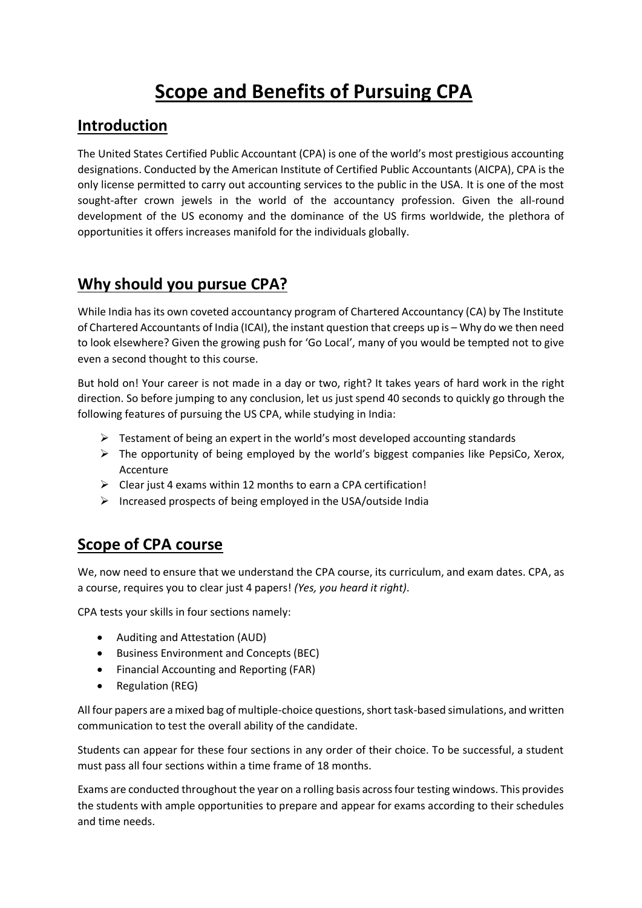# Scope and Benefits of Pursuing CPA

## Introduction

The United States Certified Public Accountant (CPA) is one of the world's most prestigious accounting designations. Conducted by the American Institute of Certified Public Accountants (AICPA), CPA is the only license permitted to carry out accounting services to the public in the USA. It is one of the most sought-after crown jewels in the world of the accountancy profession. Given the all-round development of the US economy and the dominance of the US firms worldwide, the plethora of opportunities it offers increases manifold for the individuals globally.

## Why should you pursue CPA?

While India has its own coveted accountancy program of Chartered Accountancy (CA) by The Institute of Chartered Accountants of India (ICAI), the instant question that creeps up is – Why do we then need to look elsewhere? Given the growing push for 'Go Local', many of you would be tempted not to give even a second thought to this course.

But hold on! Your career is not made in a day or two, right? It takes years of hard work in the right direction. So before jumping to any conclusion, let us just spend 40 seconds to quickly go through the following features of pursuing the US CPA, while studying in India:

- Testament of being an expert in the world's most developed accounting standards
- The opportunity of being employed by the world's biggest companies like PepsiCo, Xerox, Accenture
- Clear just 4 exams within 12 months to earn a CPA certification!
- Increased prospects of being employed in the USA/outside India

## Scope of CPA course

We, now need to ensure that we understand the CPA course, its curriculum, and exam dates. CPA, as a course, requires you to clear just 4 papers! *(Yes, you heard it right)*.

CPA tests your skills in four sections namely:

- Auditing and Attestation (AUD)
- Business Environment and Concepts (BEC)
- Financial Accounting and Reporting (FAR)
- Regulation (REG)

All four papers are a mixed bag of multiple-choice questions, short task-based simulations, and written communication to test the overall ability of the candidate.

Students can appear for these four sections in any order of their choice. To be successful, a student must pass all four sections within a time frame of 18 months.

Exams are conducted throughout the year on a rolling basis across four testing windows. This provides the students with ample opportunities to prepare and appear for exams according to their schedules and time needs.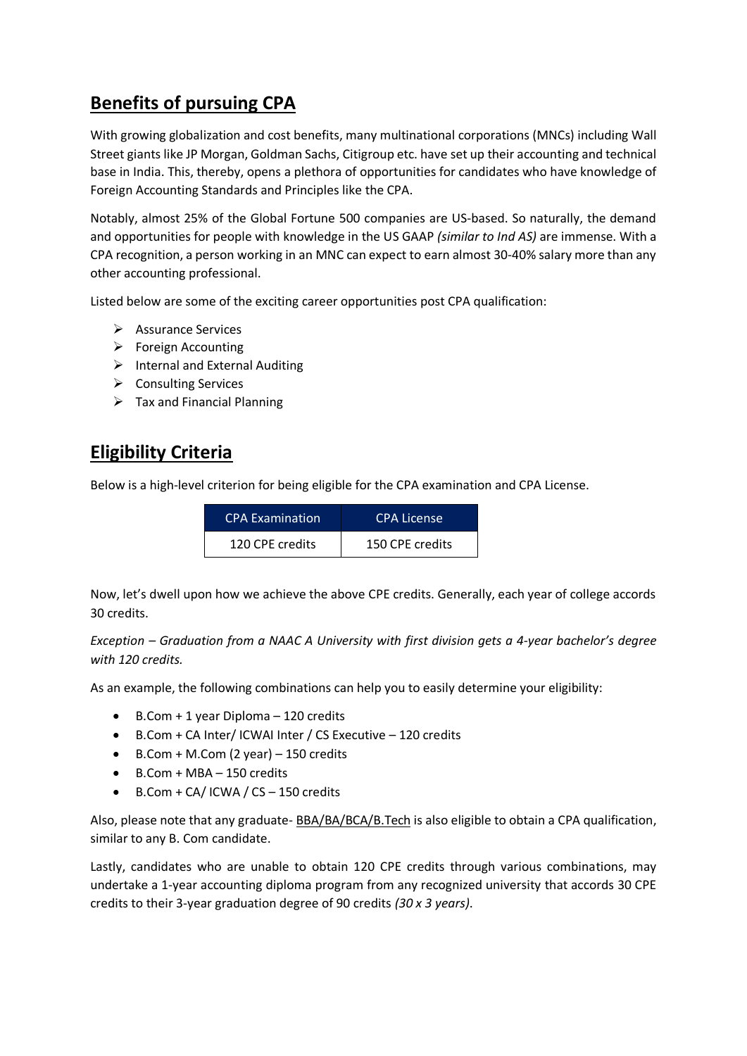## Benefits of pursuing CPA

With growing globalization and cost benefits, many multinational corporations (MNCs) including Wall Street giants like JP Morgan, Goldman Sachs, Citigroup etc. have set up their accounting and technical base in India. This, thereby, opens a plethora of opportunities for candidates who have knowledge of Foreign Accounting Standards and Principles like the CPA.

Notably, almost 25% of the Global Fortune 500 companies are US-based. So naturally, the demand and opportunities for people with knowledge in the US GAAP *(similar to Ind AS)* are immense. With a CPA recognition, a person working in an MNC can expect to earn almost 30-40% salary more than any other accounting professional.

Listed below are some of the exciting career opportunities post CPA qualification:

- Assurance Services
- Foreign Accounting
- Internal and External Auditing
- Consulting Services
- Tax and Financial Planning

## Eligibility Criteria

Below is a high-level criterion for being eligible for the CPA examination and CPA License.

| CPA Examination | CPA License |
| --- | --- |
| 120 CPE credits | 150 CPE credits |

Now, let's dwell upon how we achieve the above CPE credits. Generally, each year of college accords 30 credits.

*Exception – Graduation from a NAAC A University with first division gets a 4-year bachelor's degree with 120 credits.*

As an example, the following combinations can help you to easily determine your eligibility:

- B.Com + 1 year Diploma – 120 credits
- B.Com + CA Inter/ ICWAI Inter / CS Executive – 120 credits
- B.Com + M.Com (2 year) – 150 credits
- B.Com + MBA – 150 credits
- B.Com + CA/ ICWA / CS – 150 credits

Also, please note that any graduate- BBA/BA/BCA/B.Tech is also eligible to obtain a CPA qualification, similar to any B. Com candidate.

Lastly, candidates who are unable to obtain 120 CPE credits through various combinations, may undertake a 1-year accounting diploma program from any recognized university that accords 30 CPE credits to their 3-year graduation degree of 90 credits *(30 x 3 years)*.